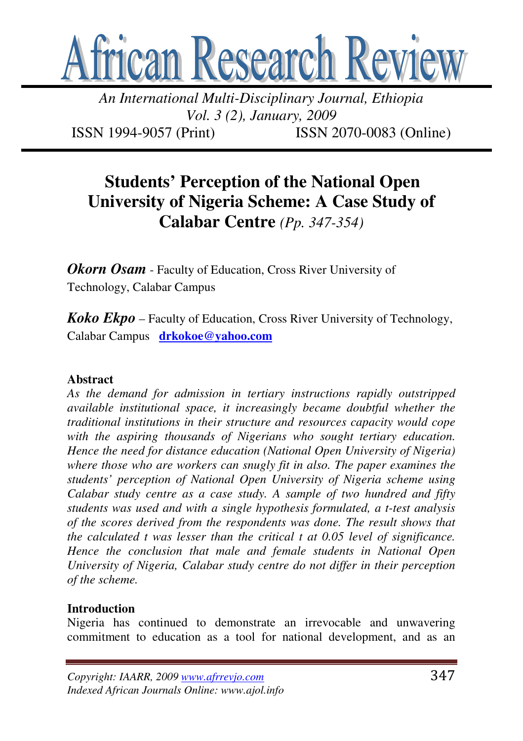# Students' Perception of the National Open University of Nigeria Scheme: A Case Study of Calabar Centre *(Pp. 347-354)*

***Okorn Osam*** - Faculty of Education, Cross River University of Technology, Calabar Campus

***Koko Ekpo*** – Faculty of Education, Cross River University of Technology, Calabar Campus **drkokoe@yahoo.com**

**Abstract**

*As the demand for admission in tertiary instructions rapidly outstripped available institutional space, it increasingly became doubtful whether the traditional institutions in their structure and resources capacity would cope with the aspiring thousands of Nigerians who sought tertiary education. Hence the need for distance education (National Open University of Nigeria) where those who are workers can snugly fit in also. The paper examines the students' perception of National Open University of Nigeria scheme using Calabar study centre as a case study. A sample of two hundred and fifty students was used and with a single hypothesis formulated, a t-test analysis of the scores derived from the respondents was done. The result shows that the calculated t was lesser than the critical t at 0.05 level of significance. Hence the conclusion that male and female students in National Open University of Nigeria, Calabar study centre do not differ in their perception of the scheme.*

**Introduction**

Nigeria has continued to demonstrate an irrevocable and unwavering commitment to education as a tool for national development, and as an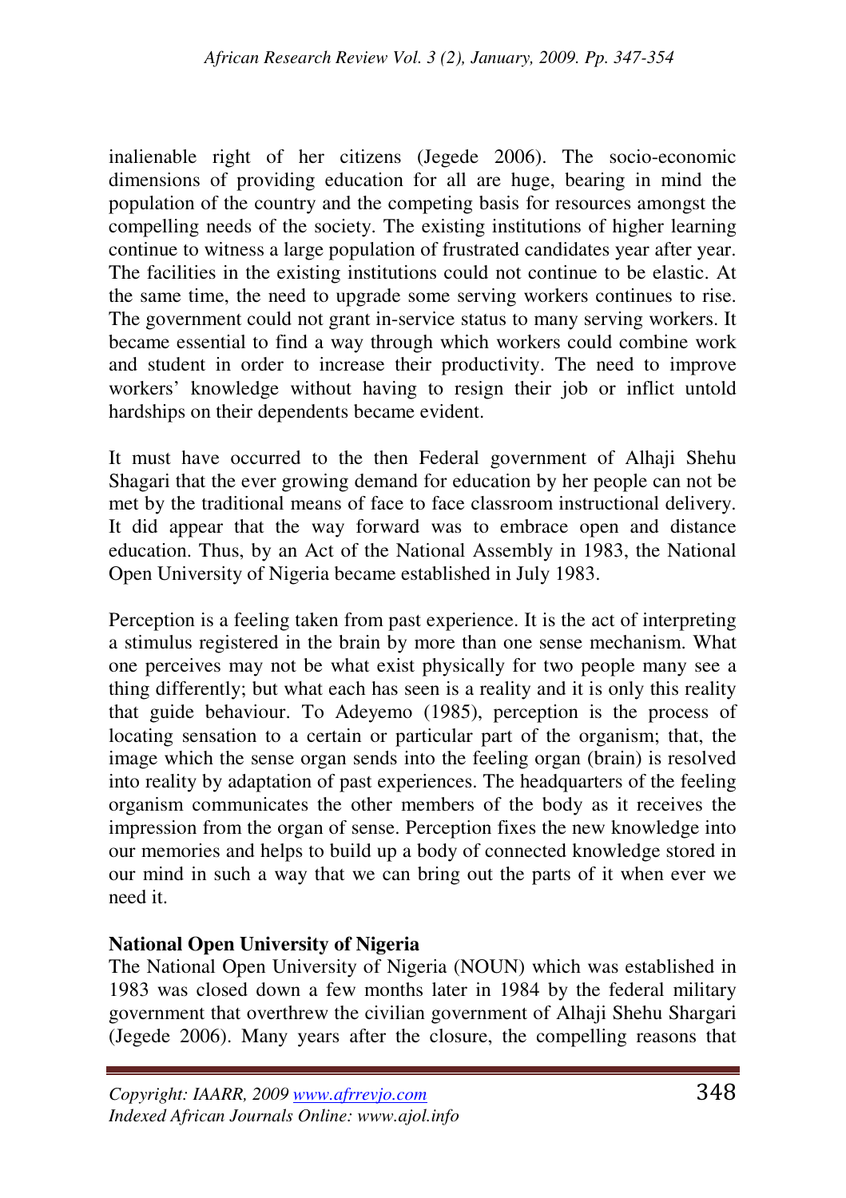inalienable right of her citizens (Jegede 2006). The socio-economic dimensions of providing education for all are huge, bearing in mind the population of the country and the competing basis for resources amongst the compelling needs of the society. The existing institutions of higher learning continue to witness a large population of frustrated candidates year after year. The facilities in the existing institutions could not continue to be elastic. At the same time, the need to upgrade some serving workers continues to rise. The government could not grant in-service status to many serving workers. It became essential to find a way through which workers could combine work and student in order to increase their productivity. The need to improve workers' knowledge without having to resign their job or inflict untold hardships on their dependents became evident.

It must have occurred to the then Federal government of Alhaji Shehu Shagari that the ever growing demand for education by her people can not be met by the traditional means of face to face classroom instructional delivery. It did appear that the way forward was to embrace open and distance education. Thus, by an Act of the National Assembly in 1983, the National Open University of Nigeria became established in July 1983.

Perception is a feeling taken from past experience. It is the act of interpreting a stimulus registered in the brain by more than one sense mechanism. What one perceives may not be what exist physically for two people many see a thing differently; but what each has seen is a reality and it is only this reality that guide behaviour. To Adeyemo (1985), perception is the process of locating sensation to a certain or particular part of the organism; that, the image which the sense organ sends into the feeling organ (brain) is resolved into reality by adaptation of past experiences. The headquarters of the feeling organism communicates the other members of the body as it receives the impression from the organ of sense. Perception fixes the new knowledge into our memories and helps to build up a body of connected knowledge stored in our mind in such a way that we can bring out the parts of it when ever we need it.

**National Open University of Nigeria**

The National Open University of Nigeria (NOUN) which was established in 1983 was closed down a few months later in 1984 by the federal military government that overthrew the civilian government of Alhaji Shehu Shargari (Jegede 2006). Many years after the closure, the compelling reasons that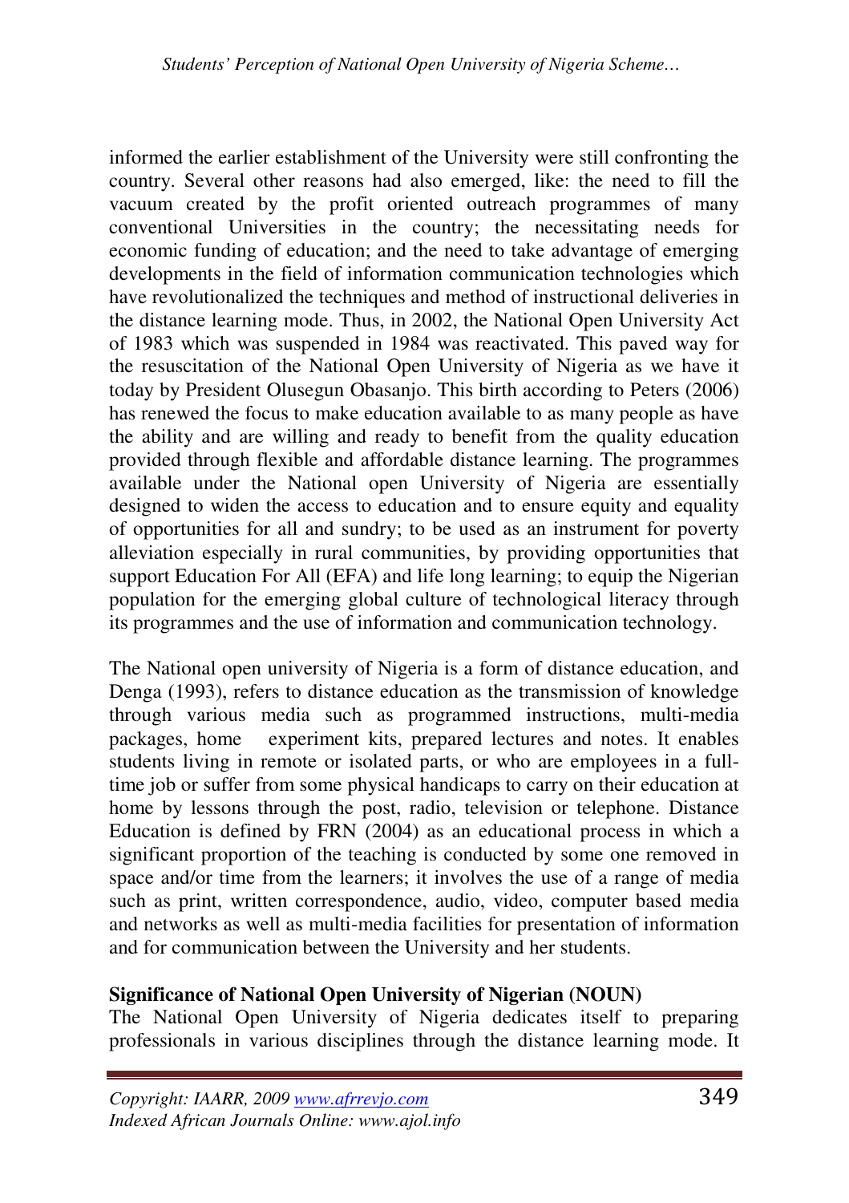informed the earlier establishment of the University were still confronting the country. Several other reasons had also emerged, like: the need to fill the vacuum created by the profit oriented outreach programmes of many conventional Universities in the country; the necessitating needs for economic funding of education; and the need to take advantage of emerging developments in the field of information communication technologies which have revolutionalized the techniques and method of instructional deliveries in the distance learning mode. Thus, in 2002, the National Open University Act of 1983 which was suspended in 1984 was reactivated. This paved way for the resuscitation of the National Open University of Nigeria as we have it today by President Olusegun Obasanjo. This birth according to Peters (2006) has renewed the focus to make education available to as many people as have the ability and are willing and ready to benefit from the quality education provided through flexible and affordable distance learning. The programmes available under the National open University of Nigeria are essentially designed to widen the access to education and to ensure equity and equality of opportunities for all and sundry; to be used as an instrument for poverty alleviation especially in rural communities, by providing opportunities that support Education For All (EFA) and life long learning; to equip the Nigerian population for the emerging global culture of technological literacy through its programmes and the use of information and communication technology.

The National open university of Nigeria is a form of distance education, and Denga (1993), refers to distance education as the transmission of knowledge through various media such as programmed instructions, multi-media packages, home experiment kits, prepared lectures and notes. It enables students living in remote or isolated parts, or who are employees in a full-time job or suffer from some physical handicaps to carry on their education at home by lessons through the post, radio, television or telephone. Distance Education is defined by FRN (2004) as an educational process in which a significant proportion of the teaching is conducted by some one removed in space and/or time from the learners; it involves the use of a range of media such as print, written correspondence, audio, video, computer based media and networks as well as multi-media facilities for presentation of information and for communication between the University and her students.

**Significance of National Open University of Nigerian (NOUN)**

The National Open University of Nigeria dedicates itself to preparing professionals in various disciplines through the distance learning mode. It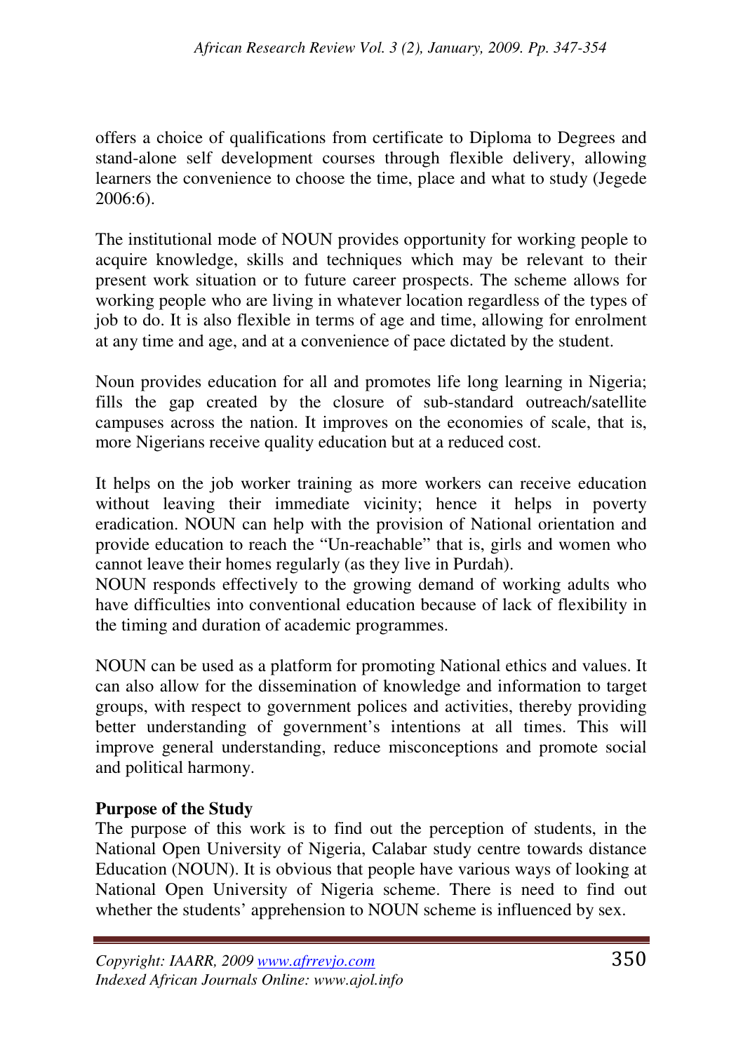offers a choice of qualifications from certificate to Diploma to Degrees and stand-alone self development courses through flexible delivery, allowing learners the convenience to choose the time, place and what to study (Jegede 2006:6).

The institutional mode of NOUN provides opportunity for working people to acquire knowledge, skills and techniques which may be relevant to their present work situation or to future career prospects. The scheme allows for working people who are living in whatever location regardless of the types of job to do. It is also flexible in terms of age and time, allowing for enrolment at any time and age, and at a convenience of pace dictated by the student.

Noun provides education for all and promotes life long learning in Nigeria; fills the gap created by the closure of sub-standard outreach/satellite campuses across the nation. It improves on the economies of scale, that is, more Nigerians receive quality education but at a reduced cost.

It helps on the job worker training as more workers can receive education without leaving their immediate vicinity; hence it helps in poverty eradication. NOUN can help with the provision of National orientation and provide education to reach the "Un-reachable" that is, girls and women who cannot leave their homes regularly (as they live in Purdah).
NOUN responds effectively to the growing demand of working adults who have difficulties into conventional education because of lack of flexibility in the timing and duration of academic programmes.

NOUN can be used as a platform for promoting National ethics and values. It can also allow for the dissemination of knowledge and information to target groups, with respect to government polices and activities, thereby providing better understanding of government's intentions at all times. This will improve general understanding, reduce misconceptions and promote social and political harmony.

**Purpose of the Study**
The purpose of this work is to find out the perception of students, in the National Open University of Nigeria, Calabar study centre towards distance Education (NOUN). It is obvious that people have various ways of looking at National Open University of Nigeria scheme. There is need to find out whether the students' apprehension to NOUN scheme is influenced by sex.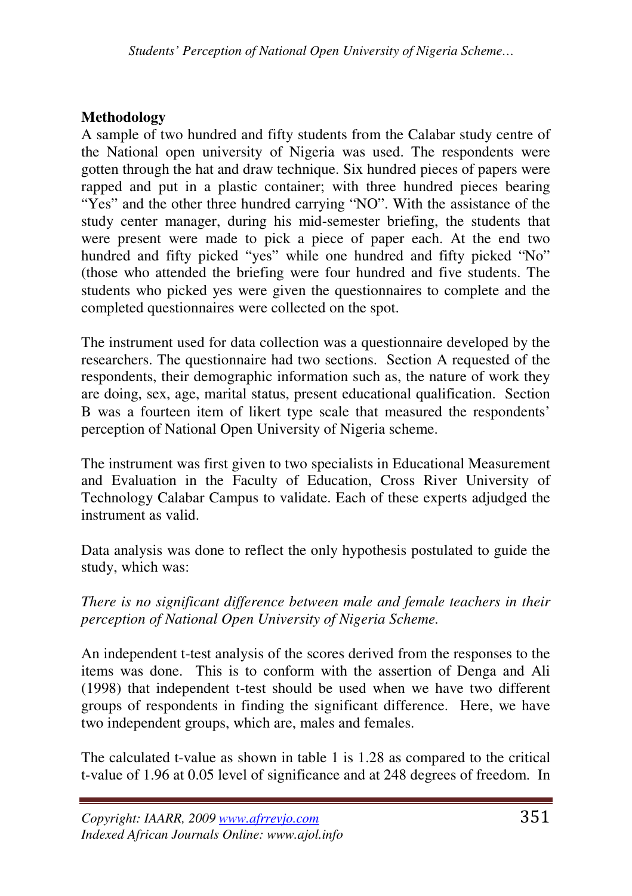## Methodology

A sample of two hundred and fifty students from the Calabar study centre of the National open university of Nigeria was used. The respondents were gotten through the hat and draw technique. Six hundred pieces of papers were rapped and put in a plastic container; with three hundred pieces bearing "Yes" and the other three hundred carrying "NO". With the assistance of the study center manager, during his mid-semester briefing, the students that were present were made to pick a piece of paper each. At the end two hundred and fifty picked "yes" while one hundred and fifty picked "No" (those who attended the briefing were four hundred and five students. The students who picked yes were given the questionnaires to complete and the completed questionnaires were collected on the spot.

The instrument used for data collection was a questionnaire developed by the researchers. The questionnaire had two sections. Section A requested of the respondents, their demographic information such as, the nature of work they are doing, sex, age, marital status, present educational qualification. Section B was a fourteen item of likert type scale that measured the respondents' perception of National Open University of Nigeria scheme.

The instrument was first given to two specialists in Educational Measurement and Evaluation in the Faculty of Education, Cross River University of Technology Calabar Campus to validate. Each of these experts adjudged the instrument as valid.

Data analysis was done to reflect the only hypothesis postulated to guide the study, which was:

*There is no significant difference between male and female teachers in their perception of National Open University of Nigeria Scheme.*

An independent t-test analysis of the scores derived from the responses to the items was done. This is to conform with the assertion of Denga and Ali (1998) that independent t-test should be used when we have two different groups of respondents in finding the significant difference. Here, we have two independent groups, which are, males and females.

The calculated t-value as shown in table 1 is 1.28 as compared to the critical t-value of 1.96 at 0.05 level of significance and at 248 degrees of freedom. In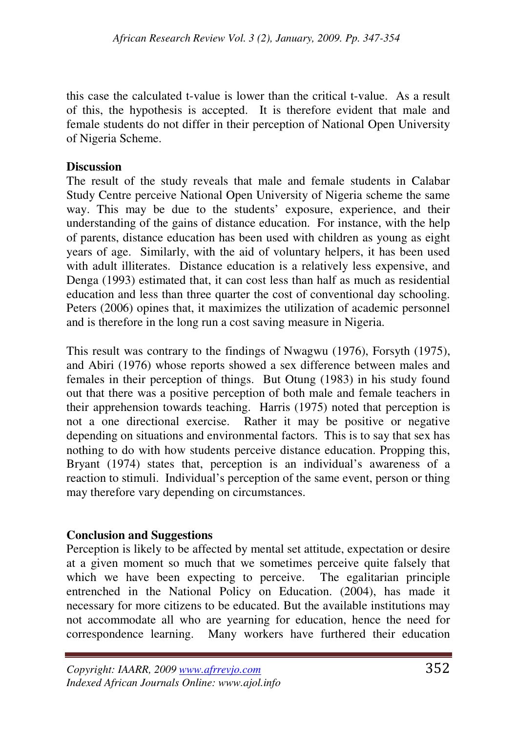this case the calculated t-value is lower than the critical t-value. As a result of this, the hypothesis is accepted. It is therefore evident that male and female students do not differ in their perception of National Open University of Nigeria Scheme.

**Discussion**

The result of the study reveals that male and female students in Calabar Study Centre perceive National Open University of Nigeria scheme the same way. This may be due to the students' exposure, experience, and their understanding of the gains of distance education. For instance, with the help of parents, distance education has been used with children as young as eight years of age. Similarly, with the aid of voluntary helpers, it has been used with adult illiterates. Distance education is a relatively less expensive, and Denga (1993) estimated that, it can cost less than half as much as residential education and less than three quarter the cost of conventional day schooling. Peters (2006) opines that, it maximizes the utilization of academic personnel and is therefore in the long run a cost saving measure in Nigeria.

This result was contrary to the findings of Nwagwu (1976), Forsyth (1975), and Abiri (1976) whose reports showed a sex difference between males and females in their perception of things. But Otung (1983) in his study found out that there was a positive perception of both male and female teachers in their apprehension towards teaching. Harris (1975) noted that perception is not a one directional exercise. Rather it may be positive or negative depending on situations and environmental factors. This is to say that sex has nothing to do with how students perceive distance education. Propping this, Bryant (1974) states that, perception is an individual's awareness of a reaction to stimuli. Individual's perception of the same event, person or thing may therefore vary depending on circumstances.

**Conclusion and Suggestions**

Perception is likely to be affected by mental set attitude, expectation or desire at a given moment so much that we sometimes perceive quite falsely that which we have been expecting to perceive. The egalitarian principle entrenched in the National Policy on Education. (2004), has made it necessary for more citizens to be educated. But the available institutions may not accommodate all who are yearning for education, hence the need for correspondence learning. Many workers have furthered their education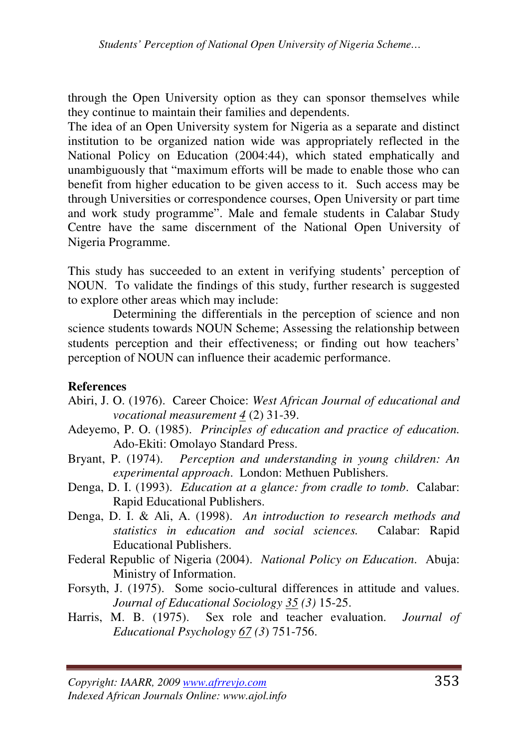through the Open University option as they can sponsor themselves while they continue to maintain their families and dependents.
The idea of an Open University system for Nigeria as a separate and distinct institution to be organized nation wide was appropriately reflected in the National Policy on Education (2004:44), which stated emphatically and unambiguously that "maximum efforts will be made to enable those who can benefit from higher education to be given access to it. Such access may be through Universities or correspondence courses, Open University or part time and work study programme". Male and female students in Calabar Study Centre have the same discernment of the National Open University of Nigeria Programme.

This study has succeeded to an extent in verifying students' perception of NOUN. To validate the findings of this study, further research is suggested to explore other areas which may include:

Determining the differentials in the perception of science and non science students towards NOUN Scheme; Assessing the relationship between students perception and their effectiveness; or finding out how teachers' perception of NOUN can influence their academic performance.

**References**

Abiri, J. O. (1976). Career Choice: *West African Journal of educational and vocational measurement* 4 (2) 31-39.

Adeyemo, P. O. (1985). *Principles of education and practice of education.* Ado-Ekiti: Omolayo Standard Press.

Bryant, P. (1974). *Perception and understanding in young children: An experimental approach*. London: Methuen Publishers.

Denga, D. I. (1993). *Education at a glance: from cradle to tomb*. Calabar: Rapid Educational Publishers.

Denga, D. I. & Ali, A. (1998). *An introduction to research methods and statistics in education and social sciences.* Calabar: Rapid Educational Publishers.

Federal Republic of Nigeria (2004). *National Policy on Education*. Abuja: Ministry of Information.

Forsyth, J. (1975). Some socio-cultural differences in attitude and values. *Journal of Educational Sociology* 35 *(3)* 15-25.

Harris, M. B. (1975). Sex role and teacher evaluation. *Journal of Educational Psychology* 67 *(3)* 751-756.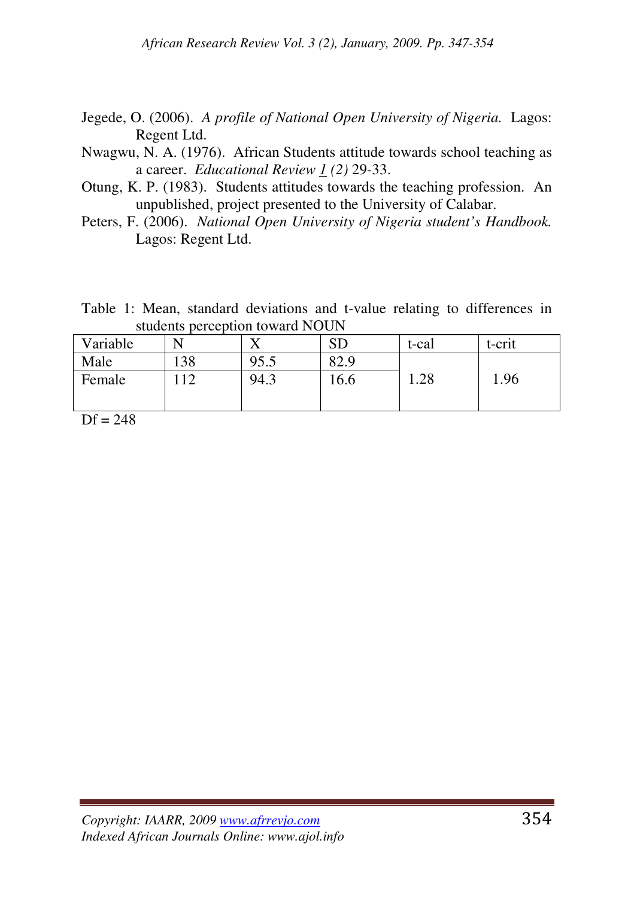Jegede, O. (2006). *A profile of National Open University of Nigeria.* Lagos: Regent Ltd.

Nwagwu, N. A. (1976). African Students attitude towards school teaching as a career. *Educational Review 1 (2)* 29-33.

Otung, K. P. (1983). Students attitudes towards the teaching profession. An unpublished, project presented to the University of Calabar.

Peters, F. (2006). *National Open University of Nigeria student's Handbook.* Lagos: Regent Ltd.

Table 1: Mean, standard deviations and t-value relating to differences in students perception toward NOUN

| Variable | N | X | SD | t-cal | t-crit |
|---|---|---|---|---|---|
| Male | 138 | 95.5 | 82.9 | 1.28 | 1.96 |
| Female | 112 | 94.3 | 16.6 | | |

Df = 248